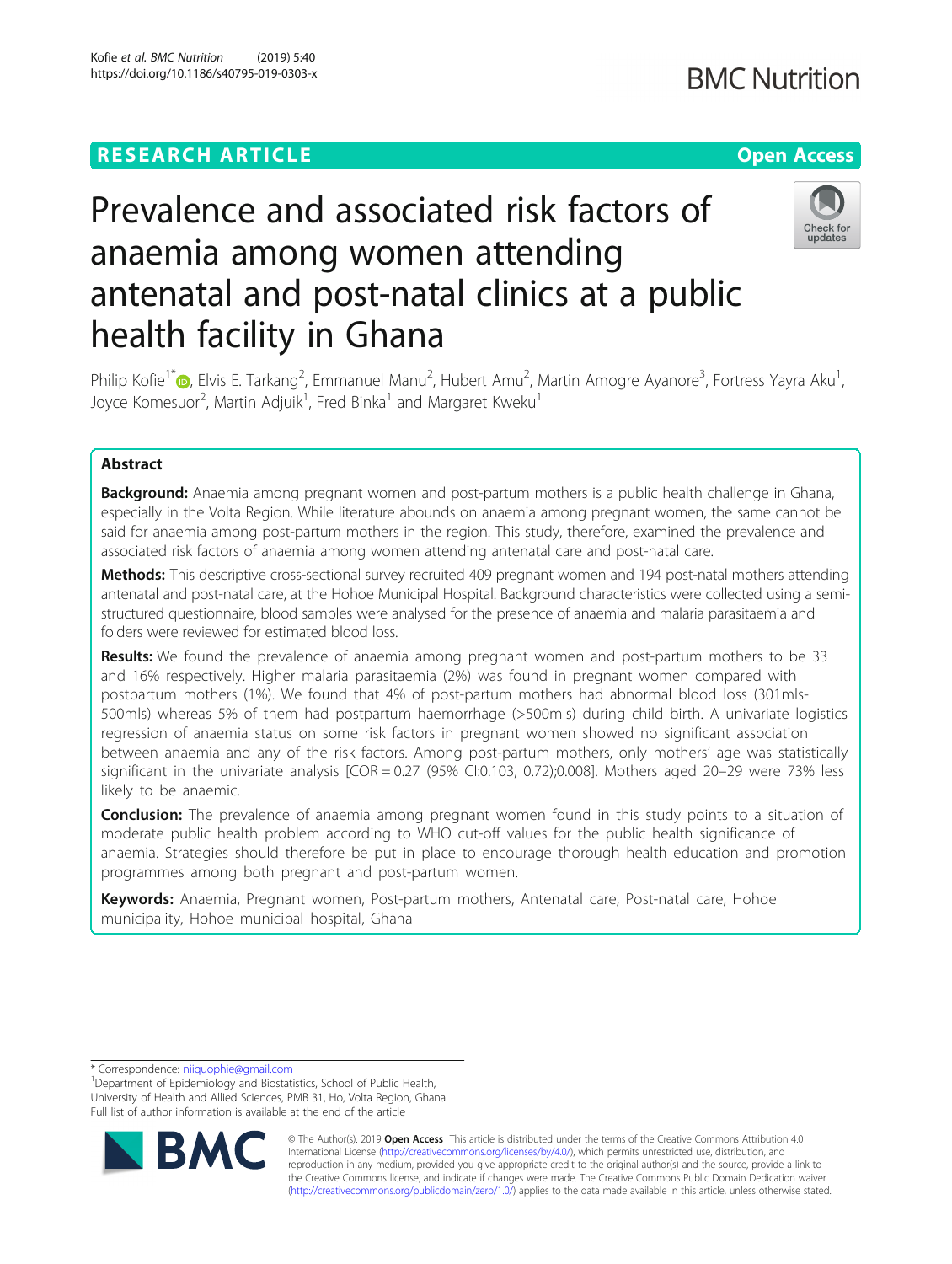RESEARCH ARTICLE

Open Access

# Prevalence and associated risk factors of anaemia among women attending antenatal and post-natal clinics at a public health facility in Ghana

Philip Kofie[1*], Elvis E. Tarkang[2], Emmanuel Manu[2], Hubert Amu[2], Martin Amogre Ayanore[3], Fortress Yayra Aku[1], Joyce Komesuor[2], Martin Adjuik[1], Fred Binka[1] and Margaret Kweku[1]

## Abstract

**Background:** Anaemia among pregnant women and post-partum mothers is a public health challenge in Ghana, especially in the Volta Region. While literature abounds on anaemia among pregnant women, the same cannot be said for anaemia among post-partum mothers in the region. This study, therefore, examined the prevalence and associated risk factors of anaemia among women attending antenatal care and post-natal care.

**Methods:** This descriptive cross-sectional survey recruited 409 pregnant women and 194 post-natal mothers attending antenatal and post-natal care, at the Hohoe Municipal Hospital. Background characteristics were collected using a semi-structured questionnaire, blood samples were analysed for the presence of anaemia and malaria parasitaemia and folders were reviewed for estimated blood loss.

**Results:** We found the prevalence of anaemia among pregnant women and post-partum mothers to be 33 and 16% respectively. Higher malaria parasitaemia (2%) was found in pregnant women compared with postpartum mothers (1%). We found that 4% of post-partum mothers had abnormal blood loss (301mls-500mls) whereas 5% of them had postpartum haemorrhage (>500mls) during child birth. A univariate logistics regression of anaemia status on some risk factors in pregnant women showed no significant association between anaemia and any of the risk factors. Among post-partum mothers, only mothers' age was statistically significant in the univariate analysis [COR = 0.27 (95% CI:0.103, 0.72);0.008]. Mothers aged 20–29 were 73% less likely to be anaemic.

**Conclusion:** The prevalence of anaemia among pregnant women found in this study points to a situation of moderate public health problem according to WHO cut-off values for the public health significance of anaemia. Strategies should therefore be put in place to encourage thorough health education and promotion programmes among both pregnant and post-partum women.

**Keywords:** Anaemia, Pregnant women, Post-partum mothers, Antenatal care, Post-natal care, Hohoe municipality, Hohoe municipal hospital, Ghana

---

\* Correspondence: niiquophie@gmail.com
[1]Department of Epidemiology and Biostatistics, School of Public Health, University of Health and Allied Sciences, PMB 31, Ho, Volta Region, Ghana
Full list of author information is available at the end of the article

© The Author(s). 2019 **Open Access** This article is distributed under the terms of the Creative Commons Attribution 4.0 International License (http://creativecommons.org/licenses/by/4.0/), which permits unrestricted use, distribution, and reproduction in any medium, provided you give appropriate credit to the original author(s) and the source, provide a link to the Creative Commons license, and indicate if changes were made. The Creative Commons Public Domain Dedication waiver (http://creativecommons.org/publicdomain/zero/1.0/) applies to the data made available in this article, unless otherwise stated.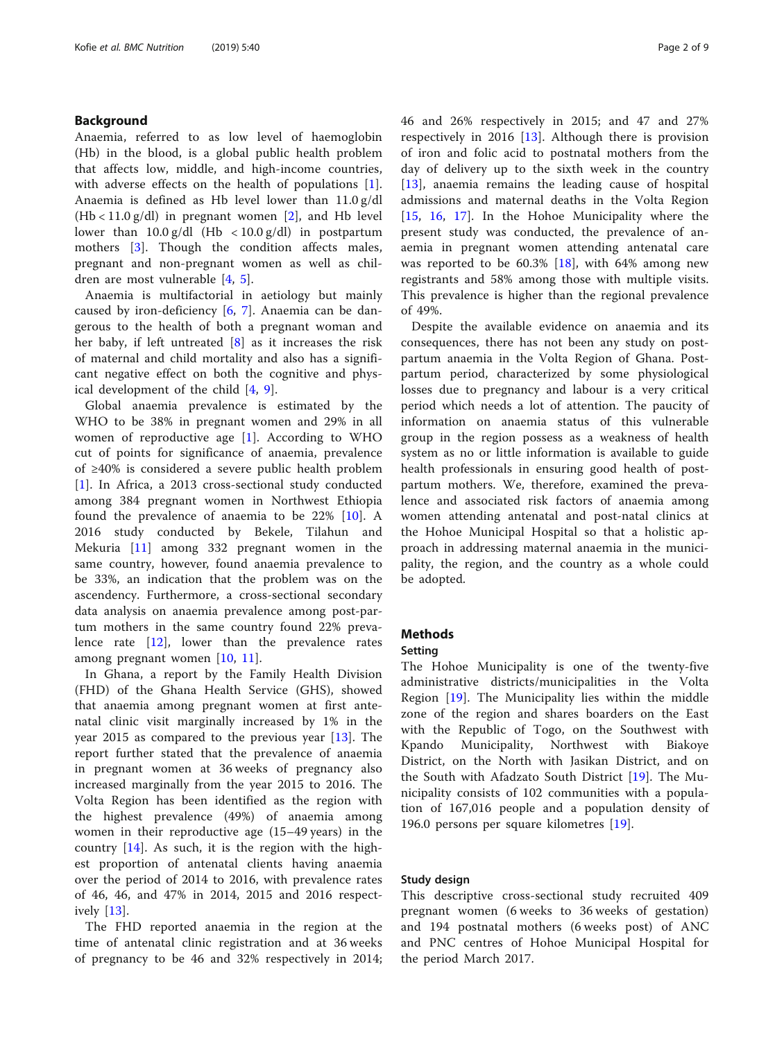## Background

Anaemia, referred to as low level of haemoglobin (Hb) in the blood, is a global public health problem that affects low, middle, and high-income countries, with adverse effects on the health of populations [1]. Anaemia is defined as Hb level lower than 11.0 g/dl (Hb < 11.0 g/dl) in pregnant women [2], and Hb level lower than 10.0 g/dl (Hb < 10.0 g/dl) in postpartum mothers [3]. Though the condition affects males, pregnant and non-pregnant women as well as children are most vulnerable [4, 5].

Anaemia is multifactorial in aetiology but mainly caused by iron-deficiency [6, 7]. Anaemia can be dangerous to the health of both a pregnant woman and her baby, if left untreated [8] as it increases the risk of maternal and child mortality and also has a significant negative effect on both the cognitive and physical development of the child [4, 9].

Global anaemia prevalence is estimated by the WHO to be 38% in pregnant women and 29% in all women of reproductive age [1]. According to WHO cut of points for significance of anaemia, prevalence of ≥40% is considered a severe public health problem [1]. In Africa, a 2013 cross-sectional study conducted among 384 pregnant women in Northwest Ethiopia found the prevalence of anaemia to be 22% [10]. A 2016 study conducted by Bekele, Tilahun and Mekuria [11] among 332 pregnant women in the same country, however, found anaemia prevalence to be 33%, an indication that the problem was on the ascendency. Furthermore, a cross-sectional secondary data analysis on anaemia prevalence among post-partum mothers in the same country found 22% prevalence rate [12], lower than the prevalence rates among pregnant women [10, 11].

In Ghana, a report by the Family Health Division (FHD) of the Ghana Health Service (GHS), showed that anaemia among pregnant women at first antenatal clinic visit marginally increased by 1% in the year 2015 as compared to the previous year [13]. The report further stated that the prevalence of anaemia in pregnant women at 36 weeks of pregnancy also increased marginally from the year 2015 to 2016. The Volta Region has been identified as the region with the highest prevalence (49%) of anaemia among women in their reproductive age (15–49 years) in the country [14]. As such, it is the region with the highest proportion of antenatal clients having anaemia over the period of 2014 to 2016, with prevalence rates of 46, 46, and 47% in 2014, 2015 and 2016 respectively [13].

The FHD reported anaemia in the region at the time of antenatal clinic registration and at 36 weeks of pregnancy to be 46 and 32% respectively in 2014; 46 and 26% respectively in 2015; and 47 and 27% respectively in 2016 [13]. Although there is provision of iron and folic acid to postnatal mothers from the day of delivery up to the sixth week in the country [13], anaemia remains the leading cause of hospital admissions and maternal deaths in the Volta Region [15, 16, 17]. In the Hohoe Municipality where the present study was conducted, the prevalence of anaemia in pregnant women attending antenatal care was reported to be 60.3% [18], with 64% among new registrants and 58% among those with multiple visits. This prevalence is higher than the regional prevalence of 49%.

Despite the available evidence on anaemia and its consequences, there has not been any study on postpartum anaemia in the Volta Region of Ghana. Postpartum period, characterized by some physiological losses due to pregnancy and labour is a very critical period which needs a lot of attention. The paucity of information on anaemia status of this vulnerable group in the region possess as a weakness of health system as no or little information is available to guide health professionals in ensuring good health of postpartum mothers. We, therefore, examined the prevalence and associated risk factors of anaemia among women attending antenatal and post-natal clinics at the Hohoe Municipal Hospital so that a holistic approach in addressing maternal anaemia in the municipality, the region, and the country as a whole could be adopted.

## Methods

### Setting

The Hohoe Municipality is one of the twenty-five administrative districts/municipalities in the Volta Region [19]. The Municipality lies within the middle zone of the region and shares boarders on the East with the Republic of Togo, on the Southwest with Kpando Municipality, Northwest with Biakoye District, on the North with Jasikan District, and on the South with Afadzato South District [19]. The Municipality consists of 102 communities with a population of 167,016 people and a population density of 196.0 persons per square kilometres [19].

### Study design

This descriptive cross-sectional study recruited 409 pregnant women (6 weeks to 36 weeks of gestation) and 194 postnatal mothers (6 weeks post) of ANC and PNC centres of Hohoe Municipal Hospital for the period March 2017.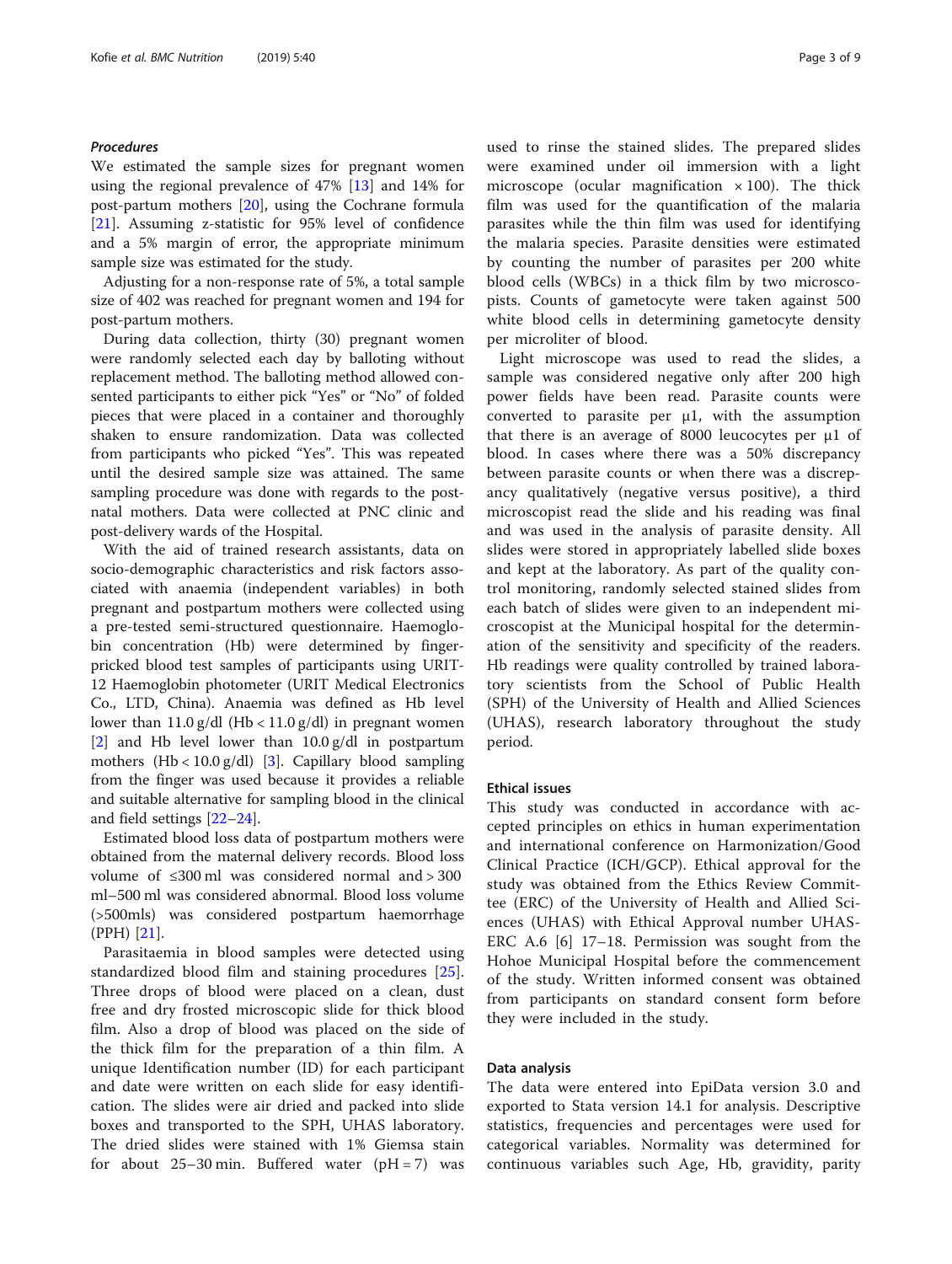### *Procedures*

We estimated the sample sizes for pregnant women using the regional prevalence of 47% [13] and 14% for post-partum mothers [20], using the Cochrane formula [21]. Assuming z-statistic for 95% level of confidence and a 5% margin of error, the appropriate minimum sample size was estimated for the study.

Adjusting for a non-response rate of 5%, a total sample size of 402 was reached for pregnant women and 194 for post-partum mothers.

During data collection, thirty (30) pregnant women were randomly selected each day by balloting without replacement method. The balloting method allowed consented participants to either pick "Yes" or "No" of folded pieces that were placed in a container and thoroughly shaken to ensure randomization. Data was collected from participants who picked "Yes". This was repeated until the desired sample size was attained. The same sampling procedure was done with regards to the postnatal mothers. Data were collected at PNC clinic and post-delivery wards of the Hospital.

With the aid of trained research assistants, data on socio-demographic characteristics and risk factors associated with anaemia (independent variables) in both pregnant and postpartum mothers were collected using a pre-tested semi-structured questionnaire. Haemoglobin concentration (Hb) were determined by finger-pricked blood test samples of participants using URIT-12 Haemoglobin photometer (URIT Medical Electronics Co., LTD, China). Anaemia was defined as Hb level lower than 11.0 g/dl (Hb < 11.0 g/dl) in pregnant women [2] and Hb level lower than 10.0 g/dl in postpartum mothers (Hb < 10.0 g/dl) [3]. Capillary blood sampling from the finger was used because it provides a reliable and suitable alternative for sampling blood in the clinical and field settings [22–24].

Estimated blood loss data of postpartum mothers were obtained from the maternal delivery records. Blood loss volume of ≤300 ml was considered normal and > 300 ml–500 ml was considered abnormal. Blood loss volume (>500mls) was considered postpartum haemorrhage (PPH) [21].

Parasitaemia in blood samples were detected using standardized blood film and staining procedures [25]. Three drops of blood were placed on a clean, dust free and dry frosted microscopic slide for thick blood film. Also a drop of blood was placed on the side of the thick film for the preparation of a thin film. A unique Identification number (ID) for each participant and date were written on each slide for easy identification. The slides were air dried and packed into slide boxes and transported to the SPH, UHAS laboratory. The dried slides were stained with 1% Giemsa stain for about 25–30 min. Buffered water (pH = 7) was used to rinse the stained slides. The prepared slides were examined under oil immersion with a light microscope (ocular magnification × 100). The thick film was used for the quantification of the malaria parasites while the thin film was used for identifying the malaria species. Parasite densities were estimated by counting the number of parasites per 200 white blood cells (WBCs) in a thick film by two microscopists. Counts of gametocyte were taken against 500 white blood cells in determining gametocyte density per microliter of blood.

Light microscope was used to read the slides, a sample was considered negative only after 200 high power fields have been read. Parasite counts were converted to parasite per µ1, with the assumption that there is an average of 8000 leucocytes per µ1 of blood. In cases where there was a 50% discrepancy between parasite counts or when there was a discrepancy qualitatively (negative versus positive), a third microscopist read the slide and his reading was final and was used in the analysis of parasite density. All slides were stored in appropriately labelled slide boxes and kept at the laboratory. As part of the quality control monitoring, randomly selected stained slides from each batch of slides were given to an independent microscopist at the Municipal hospital for the determination of the sensitivity and specificity of the readers. Hb readings were quality controlled by trained laboratory scientists from the School of Public Health (SPH) of the University of Health and Allied Sciences (UHAS), research laboratory throughout the study period.

### Ethical issues

This study was conducted in accordance with accepted principles on ethics in human experimentation and international conference on Harmonization/Good Clinical Practice (ICH/GCP). Ethical approval for the study was obtained from the Ethics Review Committee (ERC) of the University of Health and Allied Sciences (UHAS) with Ethical Approval number UHAS-ERC A.6 [6] 17–18. Permission was sought from the Hohoe Municipal Hospital before the commencement of the study. Written informed consent was obtained from participants on standard consent form before they were included in the study.

### Data analysis

The data were entered into EpiData version 3.0 and exported to Stata version 14.1 for analysis. Descriptive statistics, frequencies and percentages were used for categorical variables. Normality was determined for continuous variables such Age, Hb, gravidity, parity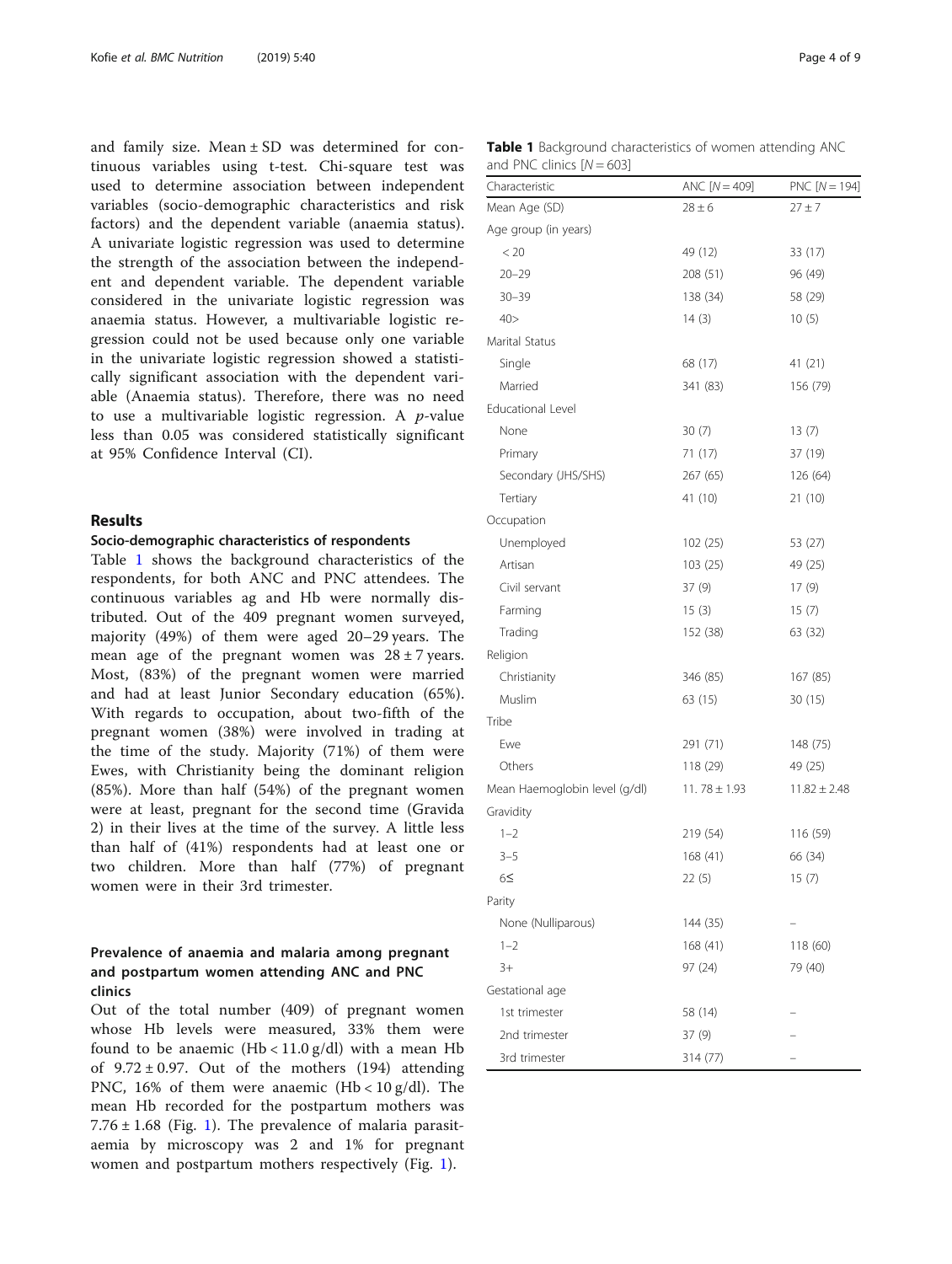and family size. Mean ± SD was determined for continuous variables using t-test. Chi-square test was used to determine association between independent variables (socio-demographic characteristics and risk factors) and the dependent variable (anaemia status). A univariate logistic regression was used to determine the strength of the association between the independent and dependent variable. The dependent variable considered in the univariate logistic regression was anaemia status. However, a multivariable logistic regression could not be used because only one variable in the univariate logistic regression showed a statistically significant association with the dependent variable (Anaemia status). Therefore, there was no need to use a multivariable logistic regression. A $p$-value less than 0.05 was considered statistically significant at 95% Confidence Interval (CI).

## Results

### Socio-demographic characteristics of respondents

Table 1 shows the background characteristics of the respondents, for both ANC and PNC attendees. The continuous variables ag and Hb were normally distributed. Out of the 409 pregnant women surveyed, majority (49%) of them were aged 20–29 years. The mean age of the pregnant women was 28 ± 7 years. Most, (83%) of the pregnant women were married and had at least Junior Secondary education (65%). With regards to occupation, about two-fifth of the pregnant women (38%) were involved in trading at the time of the study. Majority (71%) of them were Ewes, with Christianity being the dominant religion (85%). More than half (54%) of the pregnant women were at least, pregnant for the second time (Gravida 2) in their lives at the time of the survey. A little less than half of (41%) respondents had at least one or two children. More than half (77%) of pregnant women were in their 3rd trimester.

### Prevalence of anaemia and malaria among pregnant and postpartum women attending ANC and PNC clinics

Out of the total number (409) of pregnant women whose Hb levels were measured, 33% them were found to be anaemic (Hb < 11.0 g/dl) with a mean Hb of 9.72 ± 0.97. Out of the mothers (194) attending PNC, 16% of them were anaemic (Hb < 10 g/dl). The mean Hb recorded for the postpartum mothers was 7.76 ± 1.68 (Fig. 1). The prevalence of malaria parasitaemia by microscopy was 2 and 1% for pregnant women and postpartum mothers respectively (Fig. 1).

**Table 1** Background characteristics of women attending ANC and PNC clinics [N = 603]

| Characteristic | ANC [N = 409] | PNC [N = 194] |
|---|---|---|
| Mean Age (SD) | 28 ± 6 | 27 ± 7 |
| Age group (in years) | | |
| < 20 | 49 (12) | 33 (17) |
| 20–29 | 208 (51) | 96 (49) |
| 30–39 | 138 (34) | 58 (29) |
| 40> | 14 (3) | 10 (5) |
| Marital Status | | |
| Single | 68 (17) | 41 (21) |
| Married | 341 (83) | 156 (79) |
| Educational Level | | |
| None | 30 (7) | 13 (7) |
| Primary | 71 (17) | 37 (19) |
| Secondary (JHS/SHS) | 267 (65) | 126 (64) |
| Tertiary | 41 (10) | 21 (10) |
| Occupation | | |
| Unemployed | 102 (25) | 53 (27) |
| Artisan | 103 (25) | 49 (25) |
| Civil servant | 37 (9) | 17 (9) |
| Farming | 15 (3) | 15 (7) |
| Trading | 152 (38) | 63 (32) |
| Religion | | |
| Christianity | 346 (85) | 167 (85) |
| Muslim | 63 (15) | 30 (15) |
| Tribe | | |
| Ewe | 291 (71) | 148 (75) |
| Others | 118 (29) | 49 (25) |
| Mean Haemoglobin level (g/dl) | 11. 78 ± 1.93 | 11.82 ± 2.48 |
| Gravidity | | |
| 1–2 | 219 (54) | 116 (59) |
| 3–5 | 168 (41) | 66 (34) |
| 6≤ | 22 (5) | 15 (7) |
| Parity | | |
| None (Nulliparous) | 144 (35) | – |
| 1–2 | 168 (41) | 118 (60) |
| 3+ | 97 (24) | 79 (40) |
| Gestational age | | |
| 1st trimester | 58 (14) | – |
| 2nd trimester | 37 (9) | – |
| 3rd trimester | 314 (77) | – |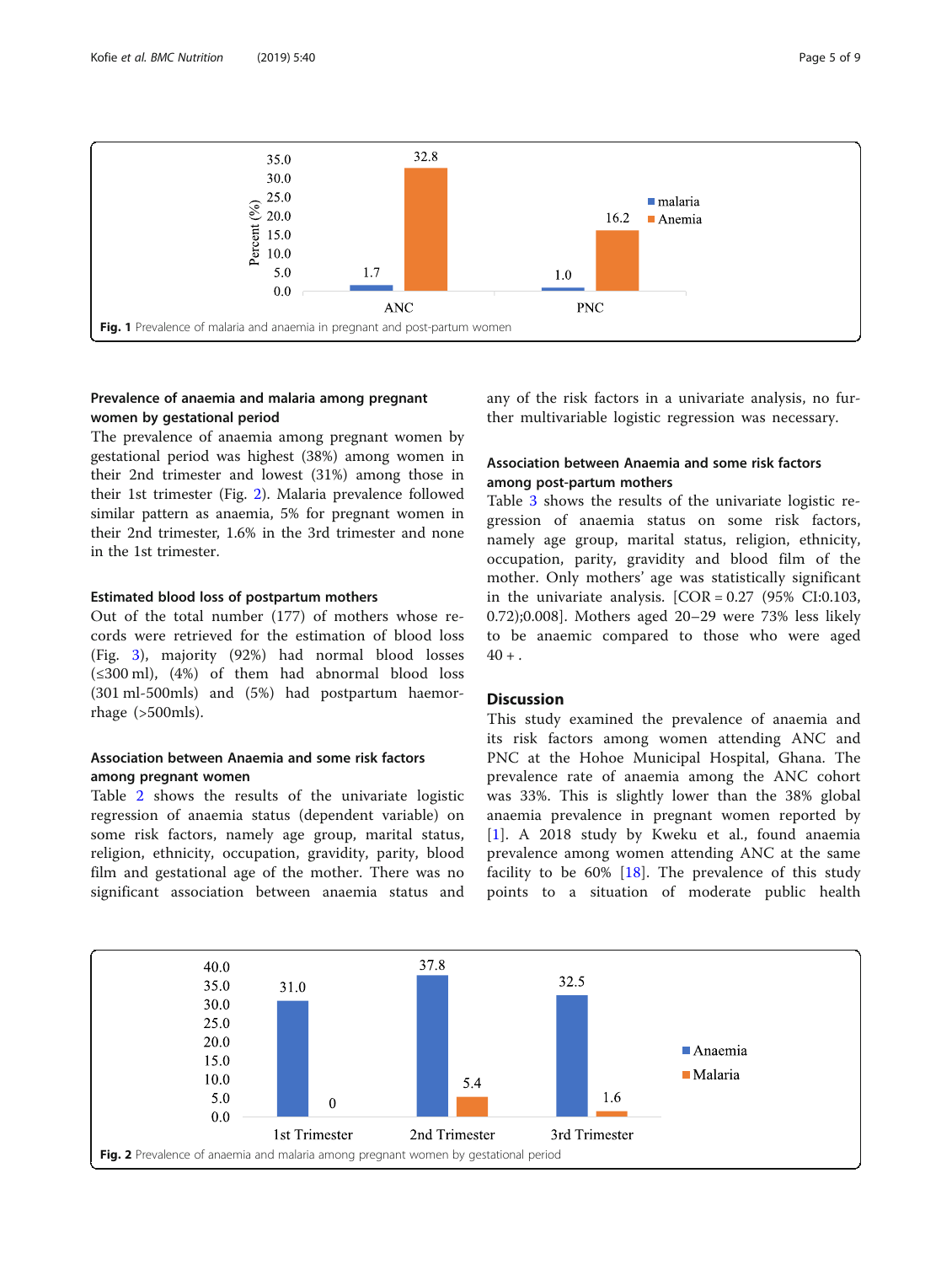Fig. 1 Prevalence of malaria and anaemia in pregnant and post-partum women

### Prevalence of anaemia and malaria among pregnant women by gestational period

The prevalence of anaemia among pregnant women by gestational period was highest (38%) among women in their 2nd trimester and lowest (31%) among those in their 1st trimester (Fig. 2). Malaria prevalence followed similar pattern as anaemia, 5% for pregnant women in their 2nd trimester, 1.6% in the 3rd trimester and none in the 1st trimester.

### Estimated blood loss of postpartum mothers

Out of the total number (177) of mothers whose records were retrieved for the estimation of blood loss (Fig. 3), majority (92%) had normal blood losses (≤300 ml), (4%) of them had abnormal blood loss (301 ml-500mls) and (5%) had postpartum haemorrhage (>500mls).

### Association between Anaemia and some risk factors among pregnant women

Table 2 shows the results of the univariate logistic regression of anaemia status (dependent variable) on some risk factors, namely age group, marital status, religion, ethnicity, occupation, gravidity, parity, blood film and gestational age of the mother. There was no significant association between anaemia status and any of the risk factors in a univariate analysis, no further multivariable logistic regression was necessary.

### Association between Anaemia and some risk factors among post-partum mothers

Table 3 shows the results of the univariate logistic regression of anaemia status on some risk factors, namely age group, marital status, religion, ethnicity, occupation, parity, gravidity and blood film of the mother. Only mothers' age was statistically significant in the univariate analysis. [COR = 0.27 (95% CI:0.103, 0.72);0.008]. Mothers aged 20–29 were 73% less likely to be anaemic compared to those who were aged 40 + .

## Discussion

This study examined the prevalence of anaemia and its risk factors among women attending ANC and PNC at the Hohoe Municipal Hospital, Ghana. The prevalence rate of anaemia among the ANC cohort was 33%. This is slightly lower than the 38% global anaemia prevalence in pregnant women reported by [1]. A 2018 study by Kweku et al., found anaemia prevalence among women attending ANC at the same facility to be 60% [18]. The prevalence of this study points to a situation of moderate public health

Fig. 2 Prevalence of anaemia and malaria among pregnant women by gestational period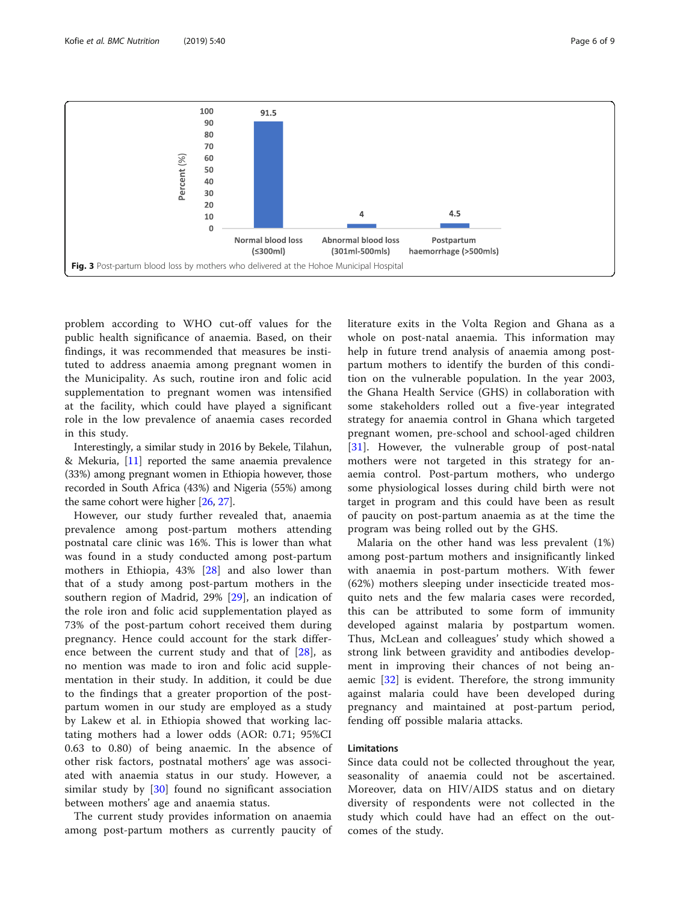Fig. 3 Post-partum blood loss by mothers who delivered at the Hohoe Municipal Hospital

problem according to WHO cut-off values for the public health significance of anaemia. Based, on their findings, it was recommended that measures be instituted to address anaemia among pregnant women in the Municipality. As such, routine iron and folic acid supplementation to pregnant women was intensified at the facility, which could have played a significant role in the low prevalence of anaemia cases recorded in this study.

Interestingly, a similar study in 2016 by Bekele, Tilahun, & Mekuria, [11] reported the same anaemia prevalence (33%) among pregnant women in Ethiopia however, those recorded in South Africa (43%) and Nigeria (55%) among the same cohort were higher [26, 27].

However, our study further revealed that, anaemia prevalence among post-partum mothers attending postnatal care clinic was 16%. This is lower than what was found in a study conducted among post-partum mothers in Ethiopia, 43% [28] and also lower than that of a study among post-partum mothers in the southern region of Madrid, 29% [29], an indication of the role iron and folic acid supplementation played as 73% of the post-partum cohort received them during pregnancy. Hence could account for the stark difference between the current study and that of [28], as no mention was made to iron and folic acid supplementation in their study. In addition, it could be due to the findings that a greater proportion of the post-partum women in our study are employed as a study by Lakew et al. in Ethiopia showed that working lactating mothers had a lower odds (AOR: 0.71; 95%CI 0.63 to 0.80) of being anaemic. In the absence of other risk factors, postnatal mothers' age was associated with anaemia status in our study. However, a similar study by [30] found no significant association between mothers' age and anaemia status.

The current study provides information on anaemia among post-partum mothers as currently paucity of literature exits in the Volta Region and Ghana as a whole on post-natal anaemia. This information may help in future trend analysis of anaemia among post-partum mothers to identify the burden of this condition on the vulnerable population. In the year 2003, the Ghana Health Service (GHS) in collaboration with some stakeholders rolled out a five-year integrated strategy for anaemia control in Ghana which targeted pregnant women, pre-school and school-aged children [31]. However, the vulnerable group of post-natal mothers were not targeted in this strategy for anaemia control. Post-partum mothers, who undergo some physiological losses during child birth were not target in program and this could have been as result of paucity on post-partum anaemia as at the time the program was being rolled out by the GHS.

Malaria on the other hand was less prevalent (1%) among post-partum mothers and insignificantly linked with anaemia in post-partum mothers. With fewer (62%) mothers sleeping under insecticide treated mosquito nets and the few malaria cases were recorded, this can be attributed to some form of immunity developed against malaria by postpartum women. Thus, McLean and colleagues' study which showed a strong link between gravidity and antibodies development in improving their chances of not being anaemic [32] is evident. Therefore, the strong immunity against malaria could have been developed during pregnancy and maintained at post-partum period, fending off possible malaria attacks.

## Limitations

Since data could not be collected throughout the year, seasonality of anaemia could not be ascertained. Moreover, data on HIV/AIDS status and on dietary diversity of respondents were not collected in the study which could have had an effect on the outcomes of the study.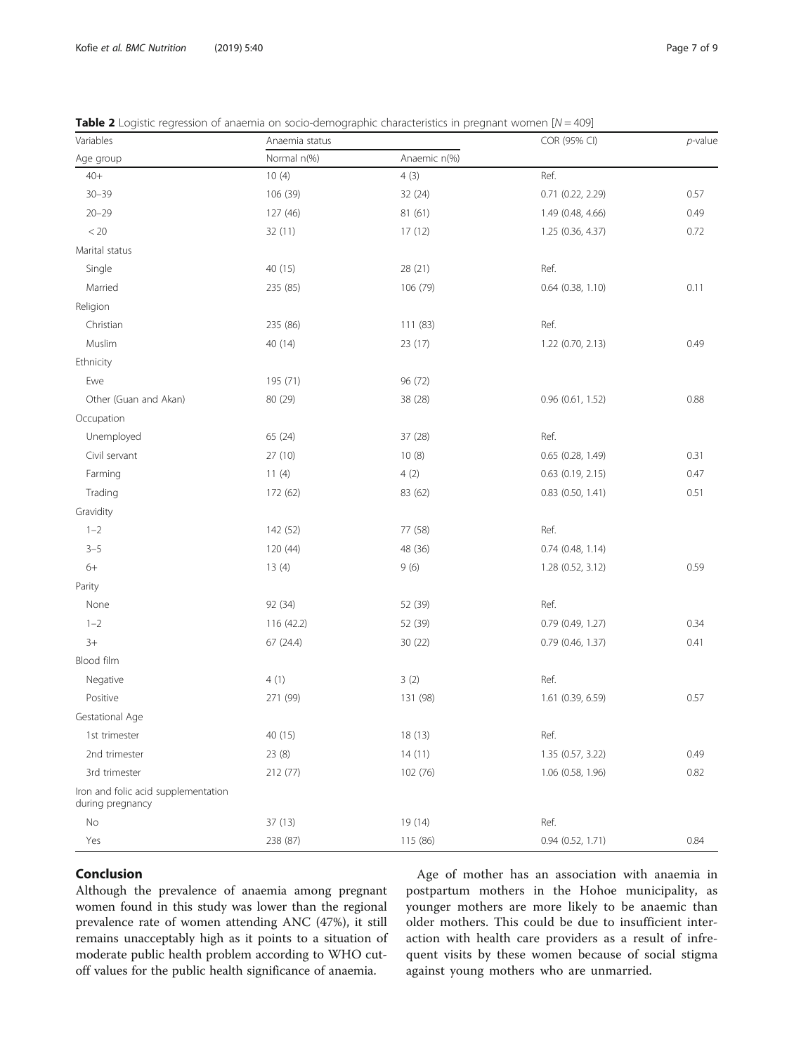**Table 2** Logistic regression of anaemia on socio-demographic characteristics in pregnant women [$N = 409$]

| Variables | Anaemia status | | COR (95% CI) | *p*-value |
|---|---|---|---|---|
| Age group | Normal n(%) | Anaemic n(%) | | |
| 40+ | 10 (4) | 4 (3) | Ref. | |
| 30–39 | 106 (39) | 32 (24) | 0.71 (0.22, 2.29) | 0.57 |
| 20–29 | 127 (46) | 81 (61) | 1.49 (0.48, 4.66) | 0.49 |
| < 20 | 32 (11) | 17 (12) | 1.25 (0.36, 4.37) | 0.72 |
| Marital status | | | | |
| Single | 40 (15) | 28 (21) | Ref. | |
| Married | 235 (85) | 106 (79) | 0.64 (0.38, 1.10) | 0.11 |
| Religion | | | | |
| Christian | 235 (86) | 111 (83) | Ref. | |
| Muslim | 40 (14) | 23 (17) | 1.22 (0.70, 2.13) | 0.49 |
| Ethnicity | | | | |
| Ewe | 195 (71) | 96 (72) | | |
| Other (Guan and Akan) | 80 (29) | 38 (28) | 0.96 (0.61, 1.52) | 0.88 |
| Occupation | | | | |
| Unemployed | 65 (24) | 37 (28) | Ref. | |
| Civil servant | 27 (10) | 10 (8) | 0.65 (0.28, 1.49) | 0.31 |
| Farming | 11 (4) | 4 (2) | 0.63 (0.19, 2.15) | 0.47 |
| Trading | 172 (62) | 83 (62) | 0.83 (0.50, 1.41) | 0.51 |
| Gravidity | | | | |
| 1–2 | 142 (52) | 77 (58) | Ref. | |
| 3–5 | 120 (44) | 48 (36) | 0.74 (0.48, 1.14) | |
| 6+ | 13 (4) | 9 (6) | 1.28 (0.52, 3.12) | 0.59 |
| Parity | | | | |
| None | 92 (34) | 52 (39) | Ref. | |
| 1–2 | 116 (42.2) | 52 (39) | 0.79 (0.49, 1.27) | 0.34 |
| 3+ | 67 (24.4) | 30 (22) | 0.79 (0.46, 1.37) | 0.41 |
| Blood film | | | | |
| Negative | 4 (1) | 3 (2) | Ref. | |
| Positive | 271 (99) | 131 (98) | 1.61 (0.39, 6.59) | 0.57 |
| Gestational Age | | | | |
| 1st trimester | 40 (15) | 18 (13) | Ref. | |
| 2nd trimester | 23 (8) | 14 (11) | 1.35 (0.57, 3.22) | 0.49 |
| 3rd trimester | 212 (77) | 102 (76) | 1.06 (0.58, 1.96) | 0.82 |
| Iron and folic acid supplementation during pregnancy | | | | |
| No | 37 (13) | 19 (14) | Ref. | |
| Yes | 238 (87) | 115 (86) | 0.94 (0.52, 1.71) | 0.84 |

## Conclusion

Although the prevalence of anaemia among pregnant women found in this study was lower than the regional prevalence rate of women attending ANC (47%), it still remains unacceptably high as it points to a situation of moderate public health problem according to WHO cut-off values for the public health significance of anaemia.

Age of mother has an association with anaemia in postpartum mothers in the Hohoe municipality, as younger mothers are more likely to be anaemic than older mothers. This could be due to insufficient interaction with health care providers as a result of infrequent visits by these women because of social stigma against young mothers who are unmarried.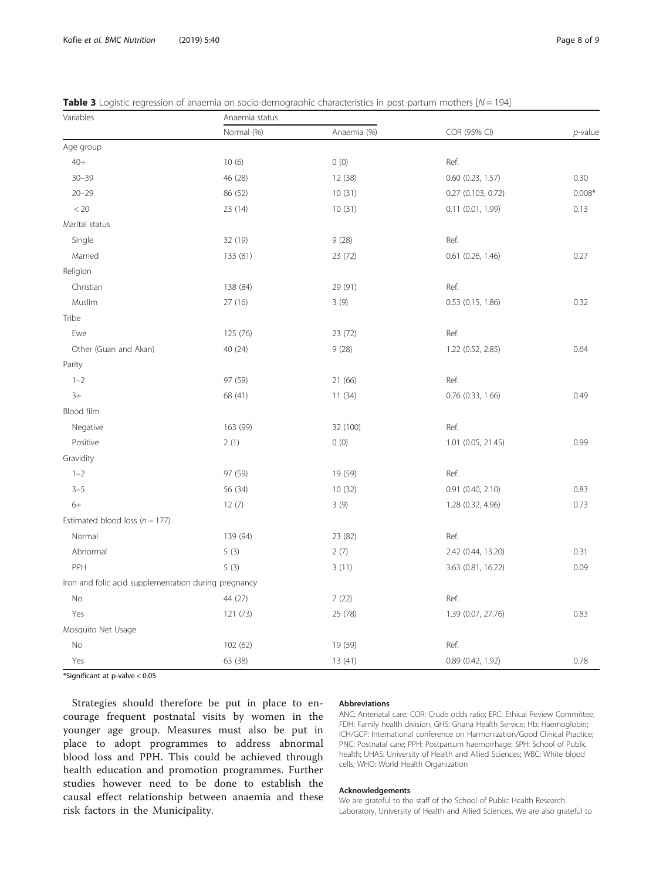**Table 3** Logistic regression of anaemia on socio-demographic characteristics in post-partum mothers [$N = 194$]

| Variables | Anaemia status | | | |
|---|---|---|---|---|
| | Normal (%) | Anaemia (%) | COR (95% CI) | *p*-value |
| Age group | | | | |
| 40+ | 10 (6) | 0 (0) | Ref. | |
| 30–39 | 46 (28) | 12 (38) | 0.60 (0.23, 1.57) | 0.30 |
| 20–29 | 86 (52) | 10 (31) | 0.27 (0.103, 0.72) | 0.008* |
| < 20 | 23 (14) | 10 (31) | 0.11 (0.01, 1.99) | 0.13 |
| Marital status | | | | |
| Single | 32 (19) | 9 (28) | Ref. | |
| Married | 133 (81) | 23 (72) | 0.61 (0.26, 1.46) | 0.27 |
| Religion | | | | |
| Christian | 138 (84) | 29 (91) | Ref. | |
| Muslim | 27 (16) | 3 (9) | 0.53 (0.15, 1.86) | 0.32 |
| Tribe | | | | |
| Ewe | 125 (76) | 23 (72) | Ref. | |
| Other (Guan and Akan) | 40 (24) | 9 (28) | 1.22 (0.52, 2.85) | 0.64 |
| Parity | | | | |
| 1–2 | 97 (59) | 21 (66) | Ref. | |
| 3+ | 68 (41) | 11 (34) | 0.76 (0.33, 1.66) | 0.49 |
| Blood film | | | | |
| Negative | 163 (99) | 32 (100) | Ref. | |
| Positive | 2 (1) | 0 (0) | 1.01 (0.05, 21.45) | 0.99 |
| Gravidity | | | | |
| 1–2 | 97 (59) | 19 (59) | Ref. | |
| 3–5 | 56 (34) | 10 (32) | 0.91 (0.40, 2.10) | 0.83 |
| 6+ | 12 (7) | 3 (9) | 1.28 (0.32, 4.96) | 0.73 |
| Estimated blood loss ($n = 177$) | | | | |
| Normal | 139 (94) | 23 (82) | Ref. | |
| Abnormal | 5 (3) | 2 (7) | 2.42 (0.44, 13.20) | 0.31 |
| PPH | 5 (3) | 3 (11) | 3.63 (0.81, 16.22) | 0.09 |
| Iron and folic acid supplementation during pregnancy | | | | |
| No | 44 (27) | 7 (22) | Ref. | |
| Yes | 121 (73) | 25 (78) | 1.39 (0.07, 27.76) | 0.83 |
| Mosquito Net Usage | | | | |
| No | 102 (62) | 19 (59) | Ref. | |
| Yes | 63 (38) | 13 (41) | 0.89 (0.42, 1.92) | 0.78 |

*Significant at p-valve < 0.05

Strategies should therefore be put in place to encourage frequent postnatal visits by women in the younger age group. Measures must also be put in place to adopt programmes to address abnormal blood loss and PPH. This could be achieved through health education and promotion programmes. Further studies however need to be done to establish the causal effect relationship between anaemia and these risk factors in the Municipality.

#### Abbreviations

ANC: Antenatal care; COR: Crude odds ratio; ERC: Ethical Review Committee; FDH: Family health division; GHS: Ghana Health Service; Hb: Haemoglobin; ICH/GCP: International conference on Harmonization/Good Clinical Practice; PNC: Postnatal care; PPH: Postpartum haemorrhage; SPH: School of Public health; UHAS: University of Health and Allied Sciences; WBC: White blood cells; WHO: World Health Organization

#### Acknowledgements

We are grateful to the staff of the School of Public Health Research Laboratory, University of Health and Allied Sciences. We are also grateful to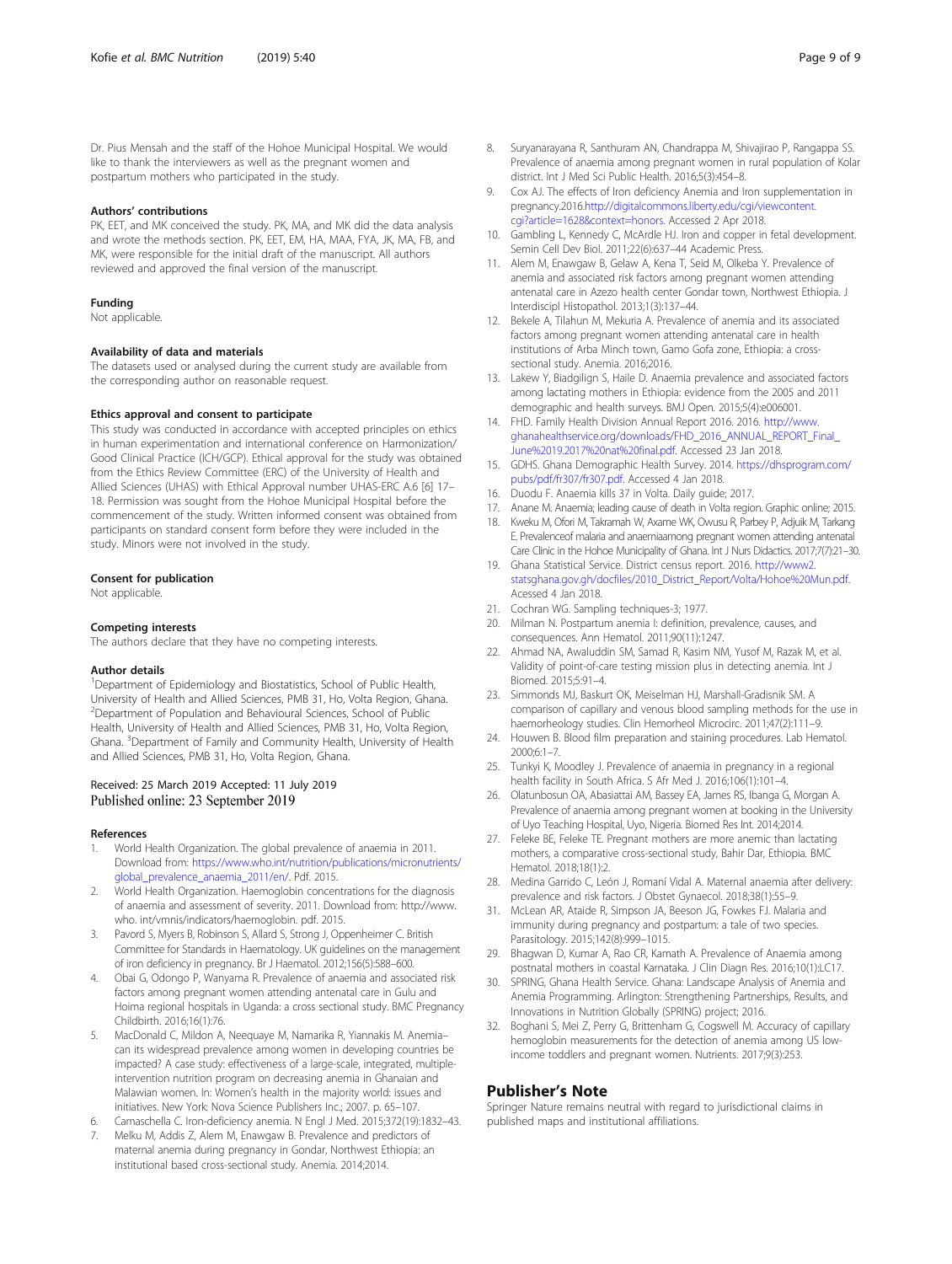Dr. Pius Mensah and the staff of the Hohoe Municipal Hospital. We would like to thank the interviewers as well as the pregnant women and postpartum mothers who participated in the study.

#### Authors' contributions

PK, EET, and MK conceived the study. PK, MA, and MK did the data analysis and wrote the methods section. PK, EET, EM, HA, MAA, FYA, JK, MA, FB, and MK, were responsible for the initial draft of the manuscript. All authors reviewed and approved the final version of the manuscript.

#### Funding

Not applicable.

#### Availability of data and materials

The datasets used or analysed during the current study are available from the corresponding author on reasonable request.

#### Ethics approval and consent to participate

This study was conducted in accordance with accepted principles on ethics in human experimentation and international conference on Harmonization/ Good Clinical Practice (ICH/GCP). Ethical approval for the study was obtained from the Ethics Review Committee (ERC) of the University of Health and Allied Sciences (UHAS) with Ethical Approval number UHAS-ERC A.6 [6] 17–18. Permission was sought from the Hohoe Municipal Hospital before the commencement of the study. Written informed consent was obtained from participants on standard consent form before they were included in the study. Minors were not involved in the study.

#### Consent for publication

Not applicable.

#### Competing interests

The authors declare that they have no competing interests.

#### Author details

[1]Department of Epidemiology and Biostatistics, School of Public Health, University of Health and Allied Sciences, PMB 31, Ho, Volta Region, Ghana. [2]Department of Population and Behavioural Sciences, School of Public Health, University of Health and Allied Sciences, PMB 31, Ho, Volta Region, Ghana. [3]Department of Family and Community Health, University of Health and Allied Sciences, PMB 31, Ho, Volta Region, Ghana.

Received: 25 March 2019 Accepted: 11 July 2019
Published online: 23 September 2019

#### References

1. World Health Organization. The global prevalence of anaemia in 2011. Download from: https://www.who.int/nutrition/publications/micronutrients/global_prevalence_anaemia_2011/en/. Pdf. 2015.
2. World Health Organization. Haemoglobin concentrations for the diagnosis of anaemia and assessment of severity. 2011. Download from: http://www.who. int/vmnis/indicators/haemoglobin. pdf. 2015.
3. Pavord S, Myers B, Robinson S, Allard S, Strong J, Oppenheimer C. British Committee for Standards in Haematology. UK guidelines on the management of iron deficiency in pregnancy. Br J Haematol. 2012;156(5):588–600.
4. Obai G, Odongo P, Wanyama R. Prevalence of anaemia and associated risk factors among pregnant women attending antenatal care in Gulu and Hoima regional hospitals in Uganda: a cross sectional study. BMC Pregnancy Childbirth. 2016;16(1):76.
5. MacDonald C, Mildon A, Neequaye M, Namarika R, Yiannakis M. Anemia–can its widespread prevalence among women in developing countries be impacted? A case study: effectiveness of a large-scale, integrated, multiple-intervention nutrition program on decreasing anemia in Ghanaian and Malawian women. In: Women's health in the majority world: issues and initiatives. New York: Nova Science Publishers Inc.; 2007. p. 65–107.
6. Camaschella C. Iron-deficiency anemia. N Engl J Med. 2015;372(19):1832–43.
7. Melku M, Addis Z, Alem M, Enawgaw B. Prevalence and predictors of maternal anemia during pregnancy in Gondar, Northwest Ethiopia: an institutional based cross-sectional study. Anemia. 2014;2014.
8. Suryanarayana R, Santhuram AN, Chandrappa M, Shivajirao P, Rangappa SS. Prevalence of anaemia among pregnant women in rural population of Kolar district. Int J Med Sci Public Health. 2016;5(3):454–8.
9. Cox AJ. The effects of Iron deficiency Anemia and Iron supplementation in pregnancy.2016.http://digitalcommons.liberty.edu/cgi/viewcontent.cgi?article=1628&context=honors. Accessed 2 Apr 2018.
10. Gambling L, Kennedy C, McArdle HJ. Iron and copper in fetal development. Semin Cell Dev Biol. 2011;22(6):637–44 Academic Press.
11. Alem M, Enawgaw B, Gelaw A, Kena T, Seid M, Olkeba Y. Prevalence of anemia and associated risk factors among pregnant women attending antenatal care in Azezo health center Gondar town, Northwest Ethiopia. J Interdiscipl Histopathol. 2013;1(3):137–44.
12. Bekele A, Tilahun M, Mekuria A. Prevalence of anemia and its associated factors among pregnant women attending antenatal care in health institutions of Arba Minch town, Gamo Gofa zone, Ethiopia: a cross-sectional study. Anemia. 2016;2016.
13. Lakew Y, Biadgilign S, Haile D. Anaemia prevalence and associated factors among lactating mothers in Ethiopia: evidence from the 2005 and 2011 demographic and health surveys. BMJ Open. 2015;5(4):e006001.
14. FHD. Family Health Division Annual Report 2016. 2016. http://www.ghanahealthservice.org/downloads/FHD_2016_ANNUAL_REPORT_Final_June%2019.2017%20nat%20final.pdf. Accessed 23 Jan 2018.
15. GDHS. Ghana Demographic Health Survey. 2014. https://dhsprogram.com/pubs/pdf/fr307/fr307.pdf. Accessed 4 Jan 2018.
16. Duodu F. Anaemia kills 37 in Volta. Daily guide; 2017.
17. Anane M. Anaemia; leading cause of death in Volta region. Graphic online; 2015.
18. Kweku M, Ofori M, Takramah W, Axame WK, Owusu R, Parbey P, Adjuik M, Tarkang E. Prevalenceof malaria and anaemiaamong pregnant women attending antenatal Care Clinic in the Hohoe Municipality of Ghana. Int J Nurs Didactics. 2017;7(7):21–30.
19. Ghana Statistical Service. District census report. 2016. http://www2.statsghana.gov.gh/docfiles/2010_District_Report/Volta/Hohoe%20Mun.pdf. Acessed 4 Jan 2018.
21. Cochran WG. Sampling techniques-3; 1977.
20. Milman N. Postpartum anemia I: definition, prevalence, causes, and consequences. Ann Hematol. 2011;90(11):1247.
22. Ahmad NA, Awaluddin SM, Samad R, Kasim NM, Yusof M, Razak M, et al. Validity of point-of-care testing mission plus in detecting anemia. Int J Biomed. 2015;5:91–4.
23. Simmonds MJ, Baskurt OK, Meiselman HJ, Marshall-Gradisnik SM. A comparison of capillary and venous blood sampling methods for the use in haemorheology studies. Clin Hemorheol Microcirc. 2011;47(2):111–9.
24. Houwen B. Blood film preparation and staining procedures. Lab Hematol. 2000;6:1–7.
25. Tunkyi K, Moodley J. Prevalence of anaemia in pregnancy in a regional health facility in South Africa. S Afr Med J. 2016;106(1):101–4.
26. Olatunbosun OA, Abasiattai AM, Bassey EA, James RS, Ibanga G, Morgan A. Prevalence of anaemia among pregnant women at booking in the University of Uyo Teaching Hospital, Uyo, Nigeria. Biomed Res Int. 2014;2014.
27. Feleke BE, Feleke TE. Pregnant mothers are more anemic than lactating mothers, a comparative cross-sectional study, Bahir Dar, Ethiopia. BMC Hematol. 2018;18(1):2.
28. Medina Garrido C, León J, Romaní Vidal A. Maternal anaemia after delivery: prevalence and risk factors. J Obstet Gynaecol. 2018;38(1):55–9.
31. McLean AR, Ataide R, Simpson JA, Beeson JG, Fowkes FJ. Malaria and immunity during pregnancy and postpartum: a tale of two species. Parasitology. 2015;142(8):999–1015.
29. Bhagwan D, Kumar A, Rao CR, Kamath A. Prevalence of Anaemia among postnatal mothers in coastal Karnataka. J Clin Diagn Res. 2016;10(1):LC17.
30. SPRING, Ghana Health Service. Ghana: Landscape Analysis of Anemia and Anemia Programming. Arlington: Strengthening Partnerships, Results, and Innovations in Nutrition Globally (SPRING) project; 2016.
32. Boghani S, Mei Z, Perry G, Brittenham G, Cogswell M. Accuracy of capillary hemoglobin measurements for the detection of anemia among US low-income toddlers and pregnant women. Nutrients. 2017;9(3):253.

## Publisher's Note

Springer Nature remains neutral with regard to jurisdictional claims in published maps and institutional affiliations.